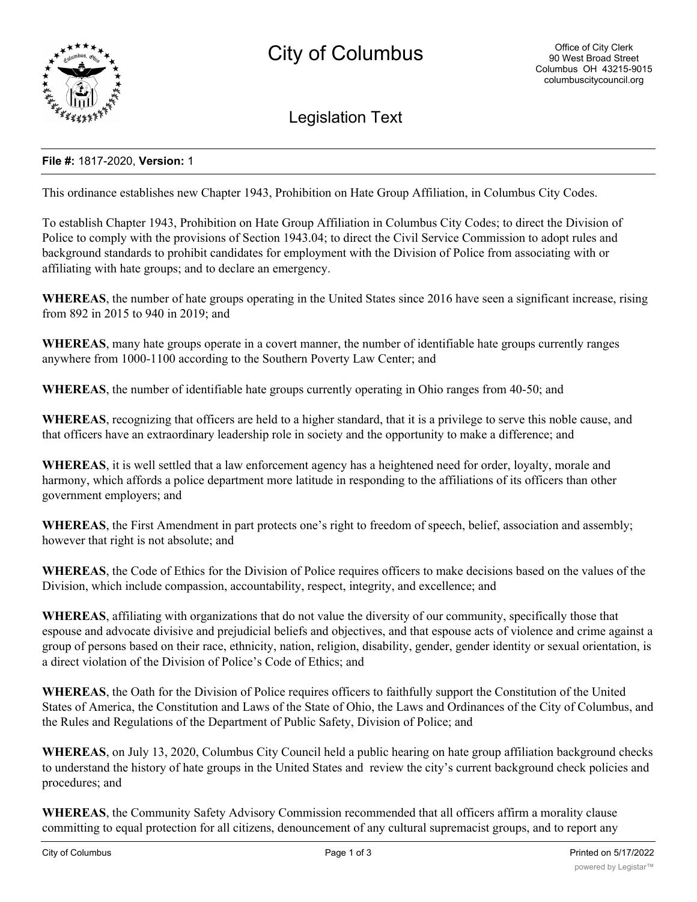# City of Columbus

Office of City Clerk
90 West Broad Street
Columbus OH 43215-9015
columbuscitycouncil.org

## Legislation Text

**File #:** 1817-2020, **Version:** 1

This ordinance establishes new Chapter 1943, Prohibition on Hate Group Affiliation, in Columbus City Codes.

To establish Chapter 1943, Prohibition on Hate Group Affiliation in Columbus City Codes; to direct the Division of Police to comply with the provisions of Section 1943.04; to direct the Civil Service Commission to adopt rules and background standards to prohibit candidates for employment with the Division of Police from associating with or affiliating with hate groups; and to declare an emergency.

**WHEREAS**, the number of hate groups operating in the United States since 2016 have seen a significant increase, rising from 892 in 2015 to 940 in 2019; and

**WHEREAS**, many hate groups operate in a covert manner, the number of identifiable hate groups currently ranges anywhere from 1000-1100 according to the Southern Poverty Law Center; and

**WHEREAS**, the number of identifiable hate groups currently operating in Ohio ranges from 40-50; and

**WHEREAS**, recognizing that officers are held to a higher standard, that it is a privilege to serve this noble cause, and that officers have an extraordinary leadership role in society and the opportunity to make a difference; and

**WHEREAS**, it is well settled that a law enforcement agency has a heightened need for order, loyalty, morale and harmony, which affords a police department more latitude in responding to the affiliations of its officers than other government employers; and

**WHEREAS**, the First Amendment in part protects one's right to freedom of speech, belief, association and assembly; however that right is not absolute; and

**WHEREAS**, the Code of Ethics for the Division of Police requires officers to make decisions based on the values of the Division, which include compassion, accountability, respect, integrity, and excellence; and

**WHEREAS**, affiliating with organizations that do not value the diversity of our community, specifically those that espouse and advocate divisive and prejudicial beliefs and objectives, and that espouse acts of violence and crime against a group of persons based on their race, ethnicity, nation, religion, disability, gender, gender identity or sexual orientation, is a direct violation of the Division of Police's Code of Ethics; and

**WHEREAS**, the Oath for the Division of Police requires officers to faithfully support the Constitution of the United States of America, the Constitution and Laws of the State of Ohio, the Laws and Ordinances of the City of Columbus, and the Rules and Regulations of the Department of Public Safety, Division of Police; and

**WHEREAS**, on July 13, 2020, Columbus City Council held a public hearing on hate group affiliation background checks to understand the history of hate groups in the United States and review the city's current background check policies and procedures; and

**WHEREAS**, the Community Safety Advisory Commission recommended that all officers affirm a morality clause committing to equal protection for all citizens, denouncement of any cultural supremacist groups, and to report any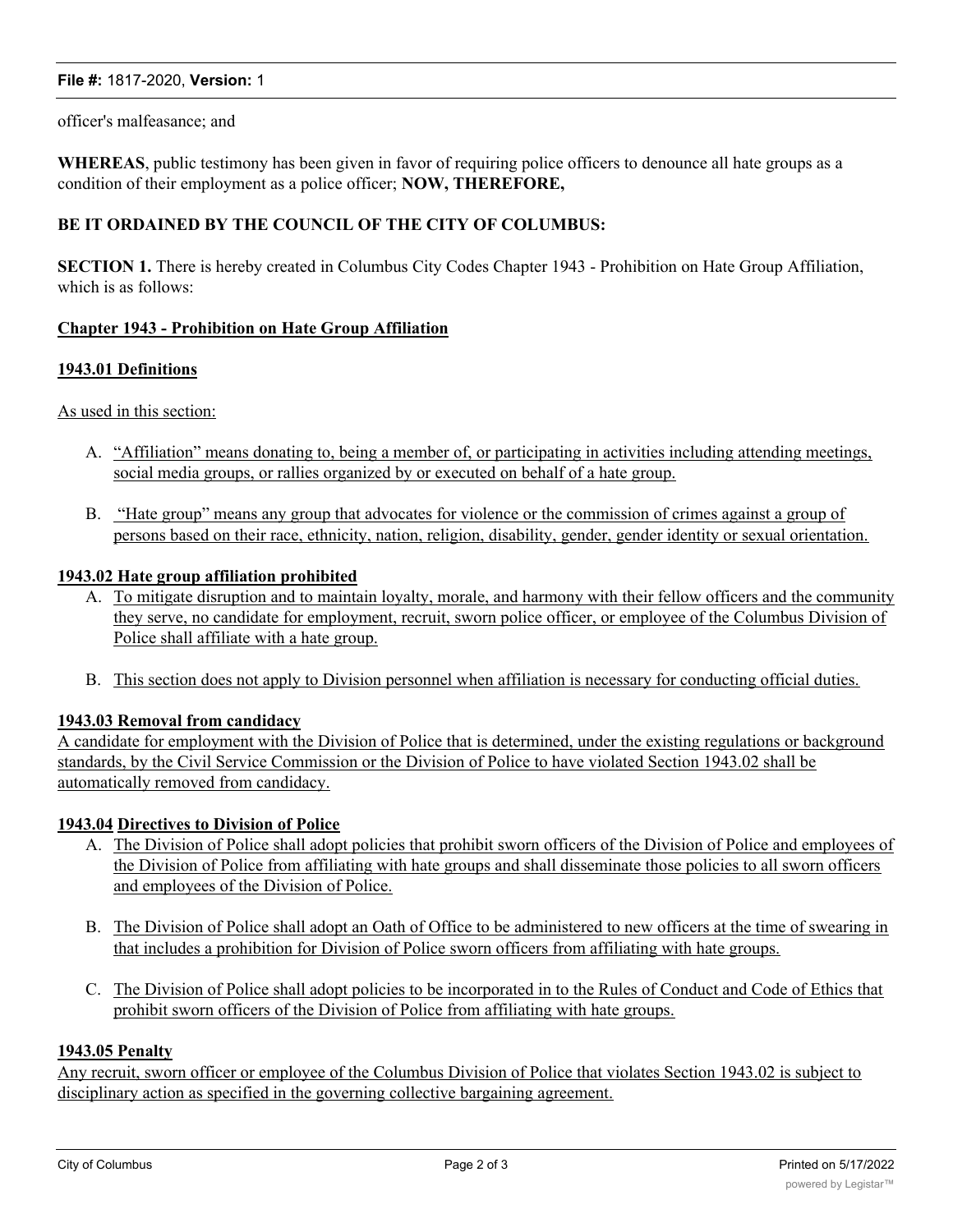officer's malfeasance; and

**WHEREAS**, public testimony has been given in favor of requiring police officers to denounce all hate groups as a condition of their employment as a police officer; **NOW, THEREFORE,**

**BE IT ORDAINED BY THE COUNCIL OF THE CITY OF COLUMBUS:**

**SECTION 1.** There is hereby created in Columbus City Codes Chapter 1943 - Prohibition on Hate Group Affiliation, which is as follows:

**Chapter 1943 - Prohibition on Hate Group Affiliation**

**1943.01 Definitions**

As used in this section:

A. "Affiliation" means donating to, being a member of, or participating in activities including attending meetings, social media groups, or rallies organized by or executed on behalf of a hate group.

B. "Hate group" means any group that advocates for violence or the commission of crimes against a group of persons based on their race, ethnicity, nation, religion, disability, gender, gender identity or sexual orientation.

**1943.02 Hate group affiliation prohibited**

A. To mitigate disruption and to maintain loyalty, morale, and harmony with their fellow officers and the community they serve, no candidate for employment, recruit, sworn police officer, or employee of the Columbus Division of Police shall affiliate with a hate group.

B. This section does not apply to Division personnel when affiliation is necessary for conducting official duties.

**1943.03 Removal from candidacy**

A candidate for employment with the Division of Police that is determined, under the existing regulations or background standards, by the Civil Service Commission or the Division of Police to have violated Section 1943.02 shall be automatically removed from candidacy.

**1943.04 Directives to Division of Police**

A. The Division of Police shall adopt policies that prohibit sworn officers of the Division of Police and employees of the Division of Police from affiliating with hate groups and shall disseminate those policies to all sworn officers and employees of the Division of Police.

B. The Division of Police shall adopt an Oath of Office to be administered to new officers at the time of swearing in that includes a prohibition for Division of Police sworn officers from affiliating with hate groups.

C. The Division of Police shall adopt policies to be incorporated in to the Rules of Conduct and Code of Ethics that prohibit sworn officers of the Division of Police from affiliating with hate groups.

**1943.05 Penalty**

Any recruit, sworn officer or employee of the Columbus Division of Police that violates Section 1943.02 is subject to disciplinary action as specified in the governing collective bargaining agreement.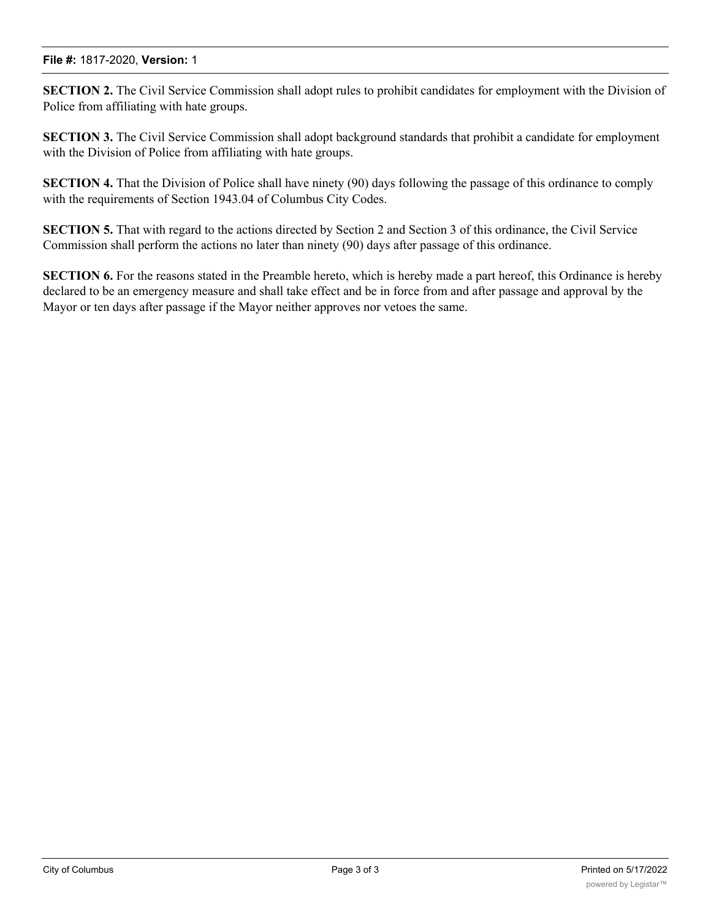**SECTION 2.** The Civil Service Commission shall adopt rules to prohibit candidates for employment with the Division of Police from affiliating with hate groups.

**SECTION 3.** The Civil Service Commission shall adopt background standards that prohibit a candidate for employment with the Division of Police from affiliating with hate groups.

**SECTION 4.** That the Division of Police shall have ninety (90) days following the passage of this ordinance to comply with the requirements of Section 1943.04 of Columbus City Codes.

**SECTION 5.** That with regard to the actions directed by Section 2 and Section 3 of this ordinance, the Civil Service Commission shall perform the actions no later than ninety (90) days after passage of this ordinance.

**SECTION 6.** For the reasons stated in the Preamble hereto, which is hereby made a part hereof, this Ordinance is hereby declared to be an emergency measure and shall take effect and be in force from and after passage and approval by the Mayor or ten days after passage if the Mayor neither approves nor vetoes the same.